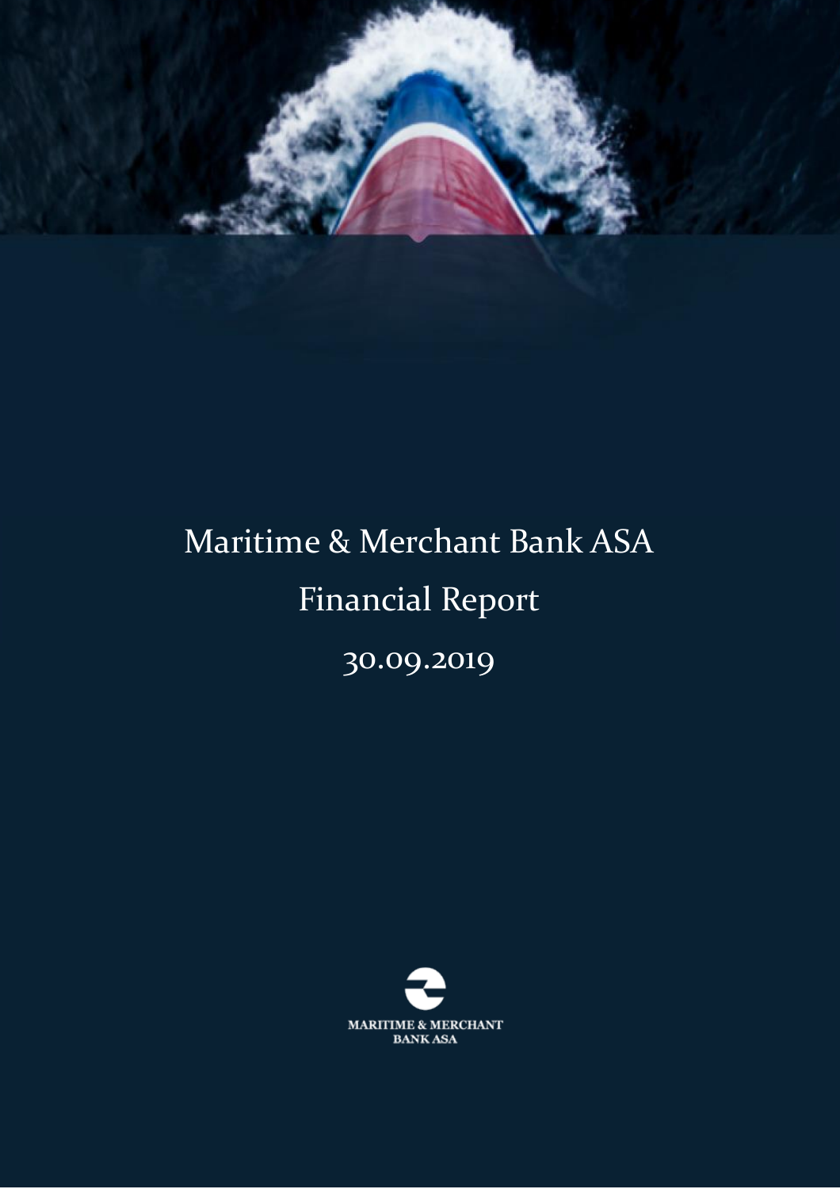# Maritime & Merchant Bank ASA

## Financial Report

## 30.09.2019

MARITIME & MERCHANT BANK ASA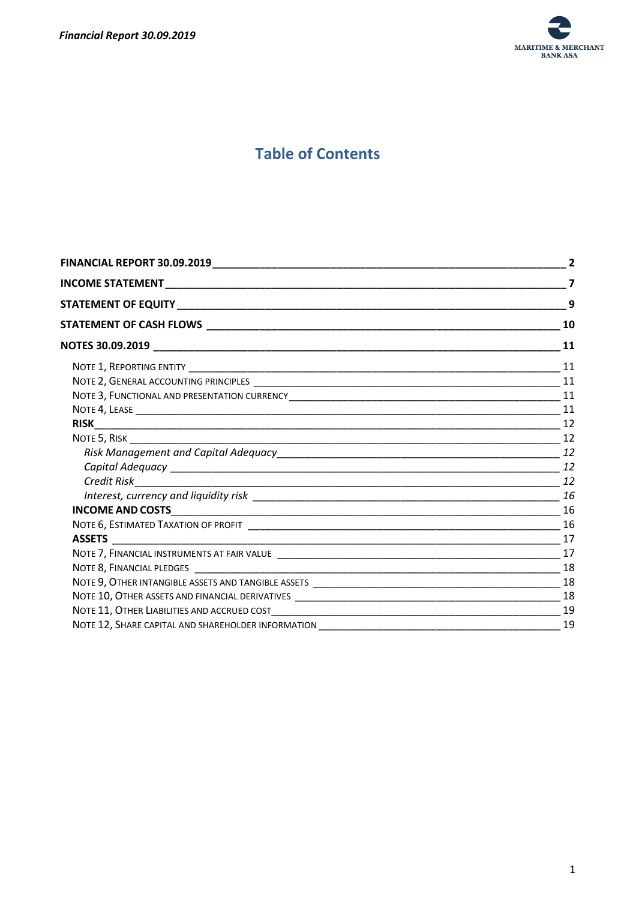# Table of Contents

| | |
|---|---|
| **FINANCIAL REPORT 30.09.2019** | **2** |
| **INCOME STATEMENT** | **7** |
| **STATEMENT OF EQUITY** | **9** |
| **STATEMENT OF CASH FLOWS** | **10** |
| **NOTES 30.09.2019** | **11** |
| NOTE 1, REPORTING ENTITY | 11 |
| NOTE 2, GENERAL ACCOUNTING PRINCIPLES | 11 |
| NOTE 3, FUNCTIONAL AND PRESENTATION CURRENCY | 11 |
| NOTE 4, LEASE | 11 |
| **RISK** | 12 |
| NOTE 5, RISK | 12 |
| *Risk Management and Capital Adequacy* | *12* |
| *Capital Adequacy* | *12* |
| *Credit Risk* | *12* |
| *Interest, currency and liquidity risk* | *16* |
| **INCOME AND COSTS** | 16 |
| NOTE 6, ESTIMATED TAXATION OF PROFIT | 16 |
| **ASSETS** | 17 |
| NOTE 7, FINANCIAL INSTRUMENTS AT FAIR VALUE | 17 |
| NOTE 8, FINANCIAL PLEDGES | 18 |
| NOTE 9, OTHER INTANGIBLE ASSETS AND TANGIBLE ASSETS | 18 |
| NOTE 10, OTHER ASSETS AND FINANCIAL DERIVATIVES | 18 |
| NOTE 11, OTHER LIABILITIES AND ACCRUED COST | 19 |
| NOTE 12, SHARE CAPITAL AND SHAREHOLDER INFORMATION | 19 |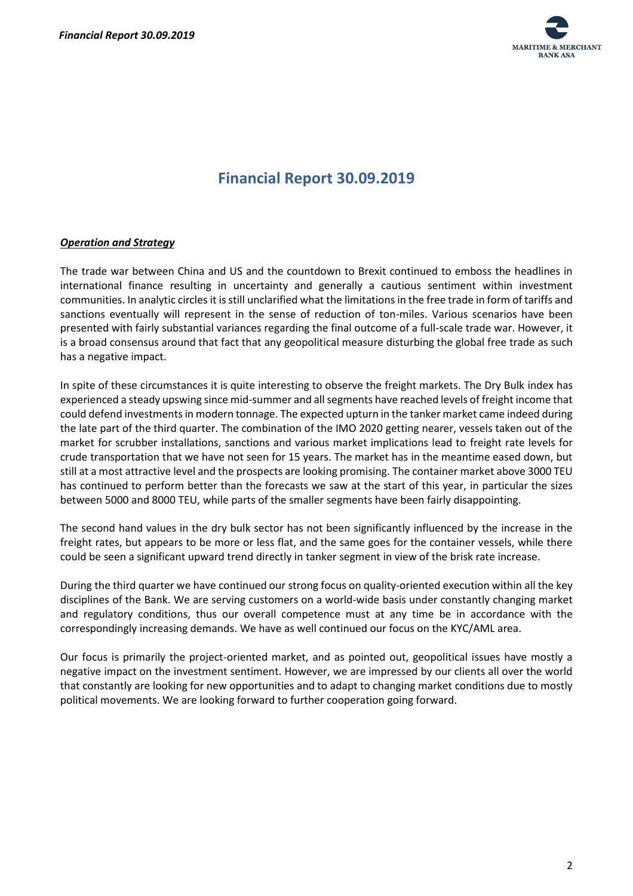# Financial Report 30.09.2019

***Operation and Strategy***

The trade war between China and US and the countdown to Brexit continued to emboss the headlines in international finance resulting in uncertainty and generally a cautious sentiment within investment communities. In analytic circles it is still unclarified what the limitations in the free trade in form of tariffs and sanctions eventually will represent in the sense of reduction of ton-miles. Various scenarios have been presented with fairly substantial variances regarding the final outcome of a full-scale trade war. However, it is a broad consensus around that fact that any geopolitical measure disturbing the global free trade as such has a negative impact.

In spite of these circumstances it is quite interesting to observe the freight markets. The Dry Bulk index has experienced a steady upswing since mid-summer and all segments have reached levels of freight income that could defend investments in modern tonnage. The expected upturn in the tanker market came indeed during the late part of the third quarter. The combination of the IMO 2020 getting nearer, vessels taken out of the market for scrubber installations, sanctions and various market implications lead to freight rate levels for crude transportation that we have not seen for 15 years. The market has in the meantime eased down, but still at a most attractive level and the prospects are looking promising. The container market above 3000 TEU has continued to perform better than the forecasts we saw at the start of this year, in particular the sizes between 5000 and 8000 TEU, while parts of the smaller segments have been fairly disappointing.

The second hand values in the dry bulk sector has not been significantly influenced by the increase in the freight rates, but appears to be more or less flat, and the same goes for the container vessels, while there could be seen a significant upward trend directly in tanker segment in view of the brisk rate increase.

During the third quarter we have continued our strong focus on quality-oriented execution within all the key disciplines of the Bank. We are serving customers on a world-wide basis under constantly changing market and regulatory conditions, thus our overall competence must at any time be in accordance with the correspondingly increasing demands. We have as well continued our focus on the KYC/AML area.

Our focus is primarily the project-oriented market, and as pointed out, geopolitical issues have mostly a negative impact on the investment sentiment. However, we are impressed by our clients all over the world that constantly are looking for new opportunities and to adapt to changing market conditions due to mostly political movements. We are looking forward to further cooperation going forward.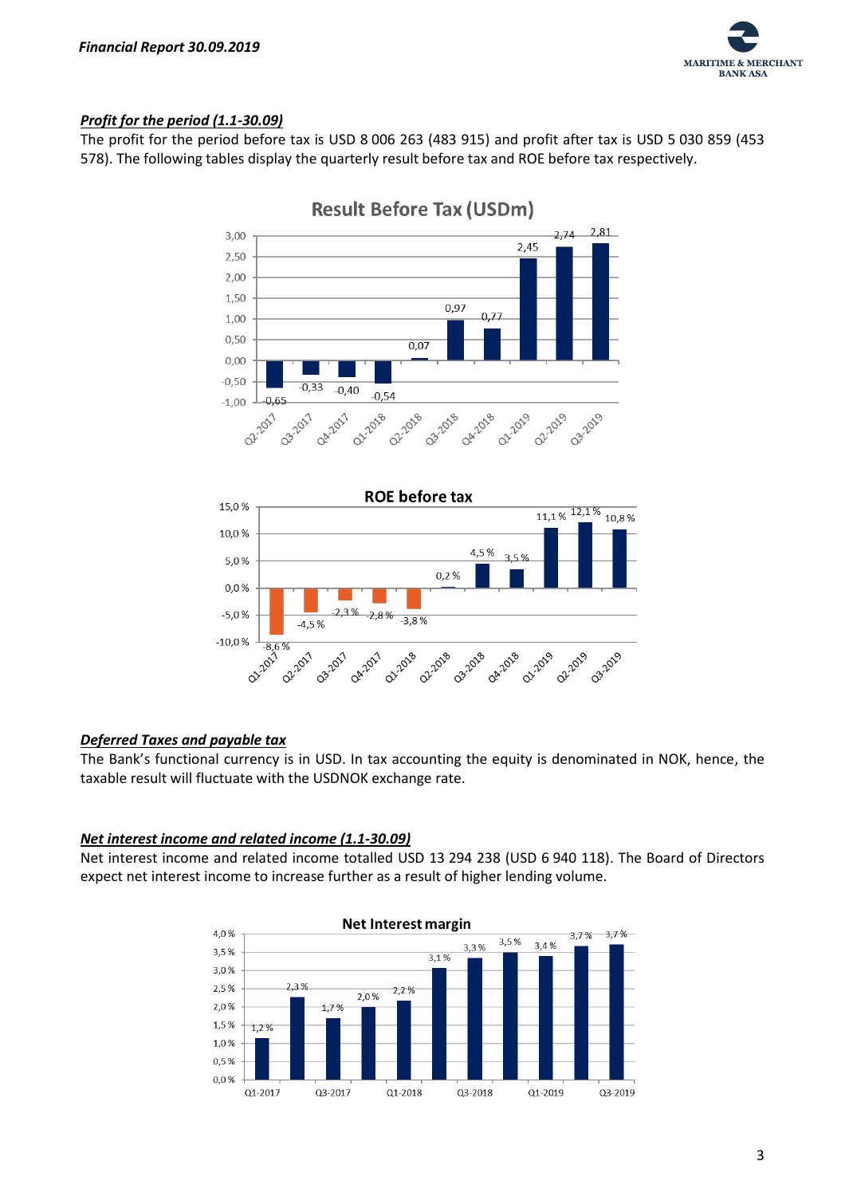***Profit for the period (1.1-30.09)***

The profit for the period before tax is USD 8 006 263 (483 915) and profit after tax is USD 5 030 859 (453 578). The following tables display the quarterly result before tax and ROE before tax respectively.

**Result Before Tax (USDm)**

| Q2-2017 | Q3-2017 | Q4-2017 | Q1-2018 | Q2-2018 | Q3-2018 | Q4-2018 | Q1-2019 | Q2-2019 | Q3-2019 |
|---|---|---|---|---|---|---|---|---|---|
| -0,65 | -0,33 | -0,40 | -0,54 | 0,07 | 0,97 | 0,77 | 2,45 | 2,74 | 2,81 |

**ROE before tax**

| Q1-2017 | Q2-2017 | Q3-2017 | Q4-2017 | Q1-2018 | Q2-2018 | Q3-2018 | Q4-2018 | Q1-2019 | Q2-2019 | Q3-2019 |
|---|---|---|---|---|---|---|---|---|---|---|
| -8,6 % | -4,5 % | -2,3 % | -2,8 % | -3,8 % | 0,2 % | 4,5 % | 3,5 % | 11,1 % | 12,1 % | 10,8 % |

***Deferred Taxes and payable tax***

The Bank's functional currency is in USD. In tax accounting the equity is denominated in NOK, hence, the taxable result will fluctuate with the USDNOK exchange rate.

***Net interest income and related income (1.1-30.09)***

Net interest income and related income totalled USD 13 294 238 (USD 6 940 118). The Board of Directors expect net interest income to increase further as a result of higher lending volume.

**Net Interest margin**

| Q1-2017 | Q2-2017 | Q3-2017 | Q4-2017 | Q1-2018 | Q2-2018 | Q3-2018 | Q4-2018 | Q1-2019 | Q2-2019 | Q3-2019 |
|---|---|---|---|---|---|---|---|---|---|---|
| 1,2 % | 2,3 % | 1,7 % | 2,0 % | 2,2 % | 3,1 % | 3,3 % | 3,5 % | 3,4 % | 3,7 % | 3,7 % |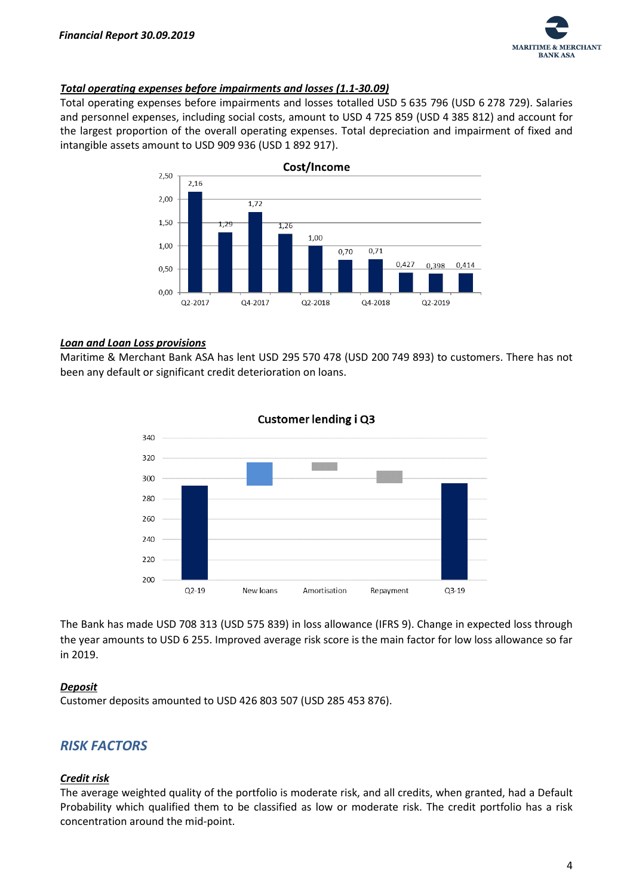***Total operating expenses before impairments and losses (1.1-30.09)***

Total operating expenses before impairments and losses totalled USD 5 635 796 (USD 6 278 729). Salaries and personnel expenses, including social costs, amount to USD 4 725 859 (USD 4 385 812) and account for the largest proportion of the overall operating expenses. Total depreciation and impairment of fixed and intangible assets amount to USD 909 936 (USD 1 892 917).

***Loan and Loan Loss provisions***

Maritime & Merchant Bank ASA has lent USD 295 570 478 (USD 200 749 893) to customers. There has not been any default or significant credit deterioration on loans.

The Bank has made USD 708 313 (USD 575 839) in loss allowance (IFRS 9). Change in expected loss through the year amounts to USD 6 255. Improved average risk score is the main factor for low loss allowance so far in 2019.

***Deposit***

Customer deposits amounted to USD 426 803 507 (USD 285 453 876).

## *RISK FACTORS*

***Credit risk***

The average weighted quality of the portfolio is moderate risk, and all credits, when granted, had a Default Probability which qualified them to be classified as low or moderate risk. The credit portfolio has a risk concentration around the mid-point.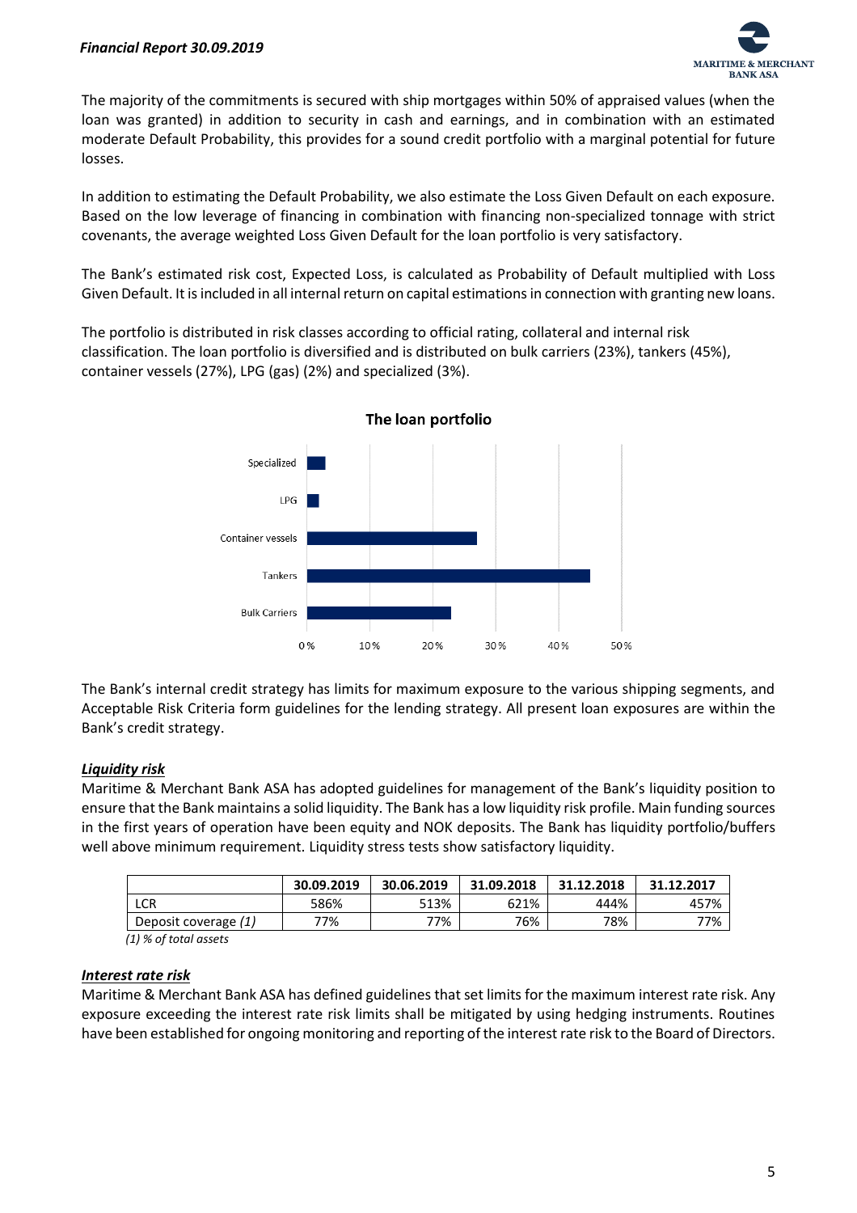The majority of the commitments is secured with ship mortgages within 50% of appraised values (when the loan was granted) in addition to security in cash and earnings, and in combination with an estimated moderate Default Probability, this provides for a sound credit portfolio with a marginal potential for future losses.

In addition to estimating the Default Probability, we also estimate the Loss Given Default on each exposure. Based on the low leverage of financing in combination with financing non-specialized tonnage with strict covenants, the average weighted Loss Given Default for the loan portfolio is very satisfactory.

The Bank's estimated risk cost, Expected Loss, is calculated as Probability of Default multiplied with Loss Given Default. It is included in all internal return on capital estimations in connection with granting new loans.

The portfolio is distributed in risk classes according to official rating, collateral and internal risk classification. The loan portfolio is diversified and is distributed on bulk carriers (23%), tankers (45%), container vessels (27%), LPG (gas) (2%) and specialized (3%).

**The loan portfolio**

| Segment | Share |
|---|---|
| Specialized | 3% |
| LPG | 2% |
| Container vessels | 27% |
| Tankers | 45% |
| Bulk Carriers | 23% |

The Bank's internal credit strategy has limits for maximum exposure to the various shipping segments, and Acceptable Risk Criteria form guidelines for the lending strategy. All present loan exposures are within the Bank's credit strategy.

***Liquidity risk***

Maritime & Merchant Bank ASA has adopted guidelines for management of the Bank's liquidity position to ensure that the Bank maintains a solid liquidity. The Bank has a low liquidity risk profile. Main funding sources in the first years of operation have been equity and NOK deposits. The Bank has liquidity portfolio/buffers well above minimum requirement. Liquidity stress tests show satisfactory liquidity.

| | 30.09.2019 | 30.06.2019 | 31.09.2018 | 31.12.2018 | 31.12.2017 |
|---|---|---|---|---|---|
| LCR | 586% | 513% | 621% | 444% | 457% |
| Deposit coverage *(1)* | 77% | 77% | 76% | 78% | 77% |

*(1) % of total assets*

***Interest rate risk***

Maritime & Merchant Bank ASA has defined guidelines that set limits for the maximum interest rate risk. Any exposure exceeding the interest rate risk limits shall be mitigated by using hedging instruments. Routines have been established for ongoing monitoring and reporting of the interest rate risk to the Board of Directors.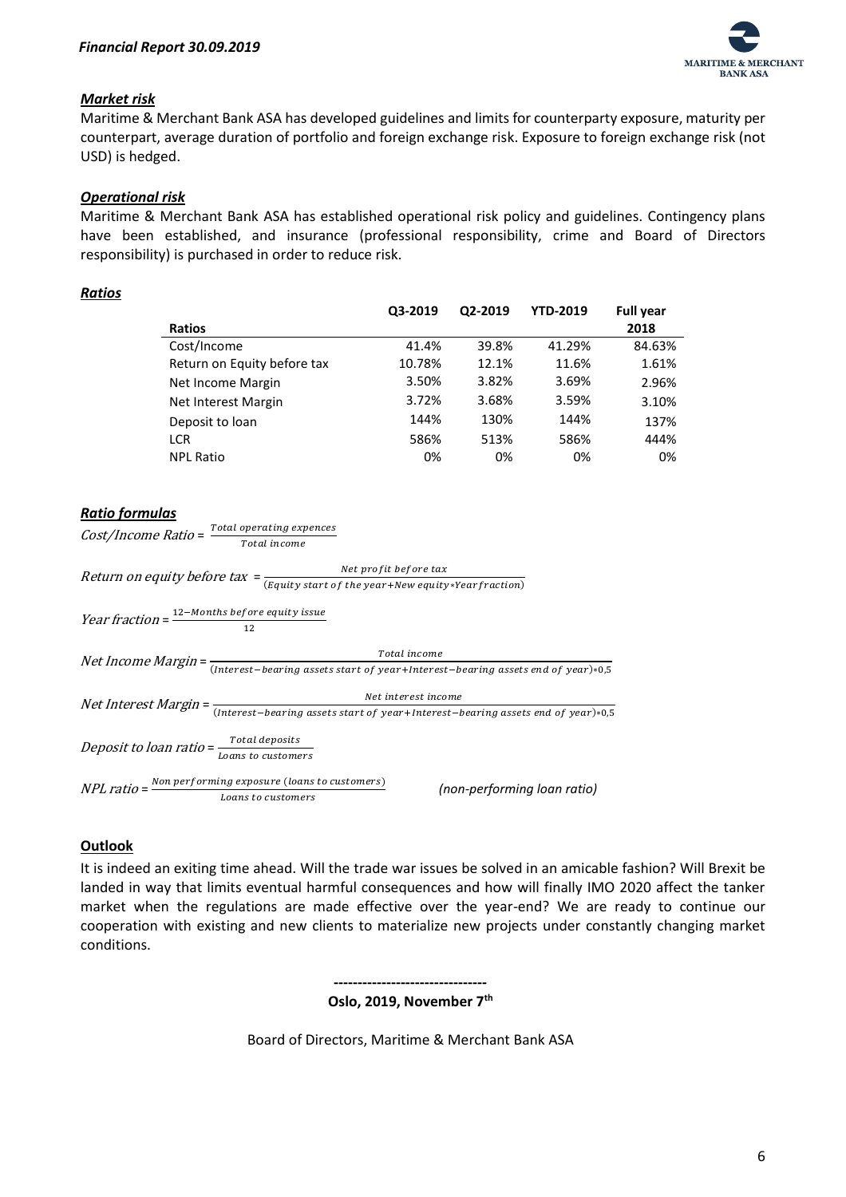### *Market risk*

Maritime & Merchant Bank ASA has developed guidelines and limits for counterparty exposure, maturity per counterpart, average duration of portfolio and foreign exchange risk. Exposure to foreign exchange risk (not USD) is hedged.

### *Operational risk*

Maritime & Merchant Bank ASA has established operational risk policy and guidelines. Contingency plans have been established, and insurance (professional responsibility, crime and Board of Directors responsibility) is purchased in order to reduce risk.

### *Ratios*

| **Ratios** | **Q3-2019** | **Q2-2019** | **YTD-2019** | **Full year 2018** |
|---|---|---|---|---|
| Cost/Income | 41.4% | 39.8% | 41.29% | 84.63% |
| Return on Equity before tax | 10.78% | 12.1% | 11.6% | 1.61% |
| Net Income Margin | 3.50% | 3.82% | 3.69% | 2.96% |
| Net Interest Margin | 3.72% | 3.68% | 3.59% | 3.10% |
| Deposit to loan | 144% | 130% | 144% | 137% |
| LCR | 586% | 513% | 586% | 444% |
| NPL Ratio | 0% | 0% | 0% | 0% |

### *Ratio formulas*

*Cost/Income Ratio* = $\frac{Total\ operating\ expences}{Total\ income}$

*Return on equity before tax* = $\frac{Net\ profit\ before\ tax}{(Equity\ start\ of\ the\ year + New\ equity * Year fraction)}$

*Year fraction* = $\frac{12 - Months\ before\ equity\ issue}{12}$

*Net Income Margin* = $\frac{Total\ income}{(Interest-bearing\ assets\ start\ of\ year + Interest-bearing\ assets\ end\ of\ year)*0,5}$

*Net Interest Margin* = $\frac{Net\ interest\ income}{(Interest-bearing\ assets\ start\ of\ year + Interest-bearing\ assets\ end\ of\ year)*0,5}$

*Deposit to loan ratio* = $\frac{Total\ deposits}{Loans\ to\ customers}$

*NPL ratio* = $\frac{Non\ performing\ exposure\ (loans\ to\ customers)}{Loans\ to\ customers}$ *(non-performing loan ratio)*

### **Outlook**

It is indeed an exiting time ahead. Will the trade war issues be solved in an amicable fashion? Will Brexit be landed in way that limits eventual harmful consequences and how will finally IMO 2020 affect the tanker market when the regulations are made effective over the year-end? We are ready to continue our cooperation with existing and new clients to materialize new projects under constantly changing market conditions.

---------------------------------

**Oslo, 2019, November 7th**

Board of Directors, Maritime & Merchant Bank ASA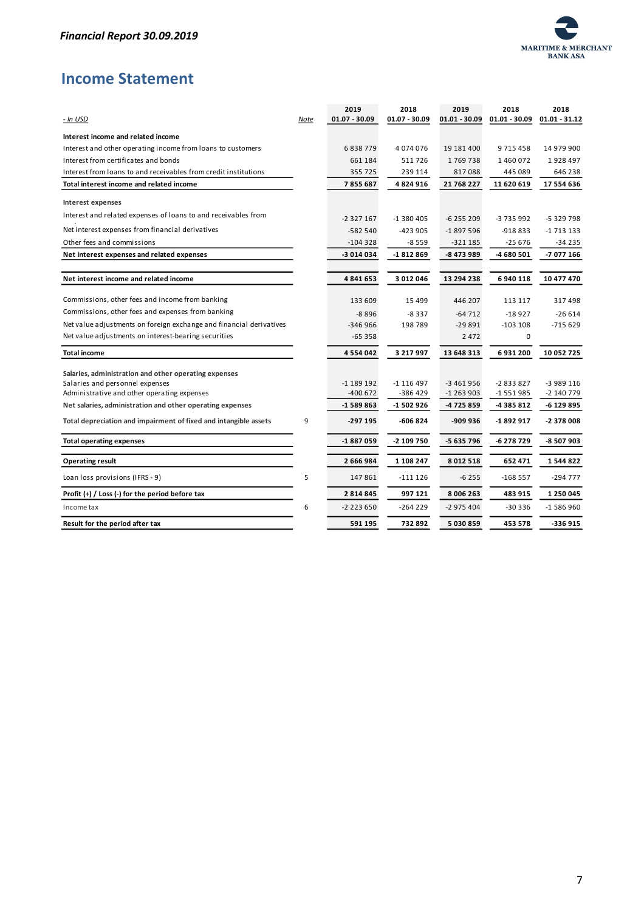## Income Statement

| *- In USD* | *Note* | 2019 01.07 - 30.09 | 2018 01.07 - 30.09 | 2019 01.01 - 30.09 | 2018 01.01 - 30.09 | 2018 01.01 - 31.12 |
|---|---|---|---|---|---|---|
| **Interest income and related income** | | | | | | |
| Interest and other operating income from loans to customers | | 6 838 779 | 4 074 076 | 19 181 400 | 9 715 458 | 14 979 900 |
| Interest from certificates and bonds | | 661 184 | 511 726 | 1 769 738 | 1 460 072 | 1 928 497 |
| Interest from loans to and receivables from credit institutions | | 355 725 | 239 114 | 817 088 | 445 089 | 646 238 |
| **Total interest income and related income** | | **7 855 687** | **4 824 916** | **21 768 227** | **11 620 619** | **17 554 636** |
| **Interest expenses** | | | | | | |
| Interest and related expenses of loans to and receivables from | | -2 327 167 | -1 380 405 | -6 255 209 | -3 735 992 | -5 329 798 |
| Net interest expenses from financial derivatives | | -582 540 | -423 905 | -1 897 596 | -918 833 | -1 713 133 |
| Other fees and commissions | | -104 328 | -8 559 | -321 185 | -25 676 | -34 235 |
| **Net interest expenses and related expenses** | | **-3 014 034** | **-1 812 869** | **-8 473 989** | **-4 680 501** | **-7 077 166** |
| **Net interest income and related income** | | **4 841 653** | **3 012 046** | **13 294 238** | **6 940 118** | **10 477 470** |
| Commissions, other fees and income from banking | | 133 609 | 15 499 | 446 207 | 113 117 | 317 498 |
| Commissions, other fees and expenses from banking | | -8 896 | -8 337 | -64 712 | -18 927 | -26 614 |
| Net value adjustments on foreign exchange and financial derivatives | | -346 966 | 198 789 | -29 891 | -103 108 | -715 629 |
| Net value adjustments on interest-bearing securities | | -65 358 | | 2 472 | 0 | |
| **Total income** | | **4 554 042** | **3 217 997** | **13 648 313** | **6 931 200** | **10 052 725** |
| **Salaries, administration and other operating expenses** | | | | | | |
| Salaries and personnel expenses | | -1 189 192 | -1 116 497 | -3 461 956 | -2 833 827 | -3 989 116 |
| Administrative and other operating expenses | | -400 672 | -386 429 | -1 263 903 | -1 551 985 | -2 140 779 |
| **Net salaries, administration and other operating expenses** | | **-1 589 863** | **-1 502 926** | **-4 725 859** | **-4 385 812** | **-6 129 895** |
| **Total depreciation and impairment of fixed and intangible assets** | 9 | **-297 195** | **-606 824** | **-909 936** | **-1 892 917** | **-2 378 008** |
| **Total operating expenses** | | **-1 887 059** | **-2 109 750** | **-5 635 796** | **-6 278 729** | **-8 507 903** |
| **Operating result** | | **2 666 984** | **1 108 247** | **8 012 518** | **652 471** | **1 544 822** |
| Loan loss provisions (IFRS - 9) | 5 | 147 861 | -111 126 | -6 255 | -168 557 | -294 777 |
| **Profit (+) / Loss (-) for the period before tax** | | **2 814 845** | **997 121** | **8 006 263** | **483 915** | **1 250 045** |
| Income tax | 6 | -2 223 650 | -264 229 | -2 975 404 | -30 336 | -1 586 960 |
| **Result for the period after tax** | | **591 195** | **732 892** | **5 030 859** | **453 578** | **-336 915** |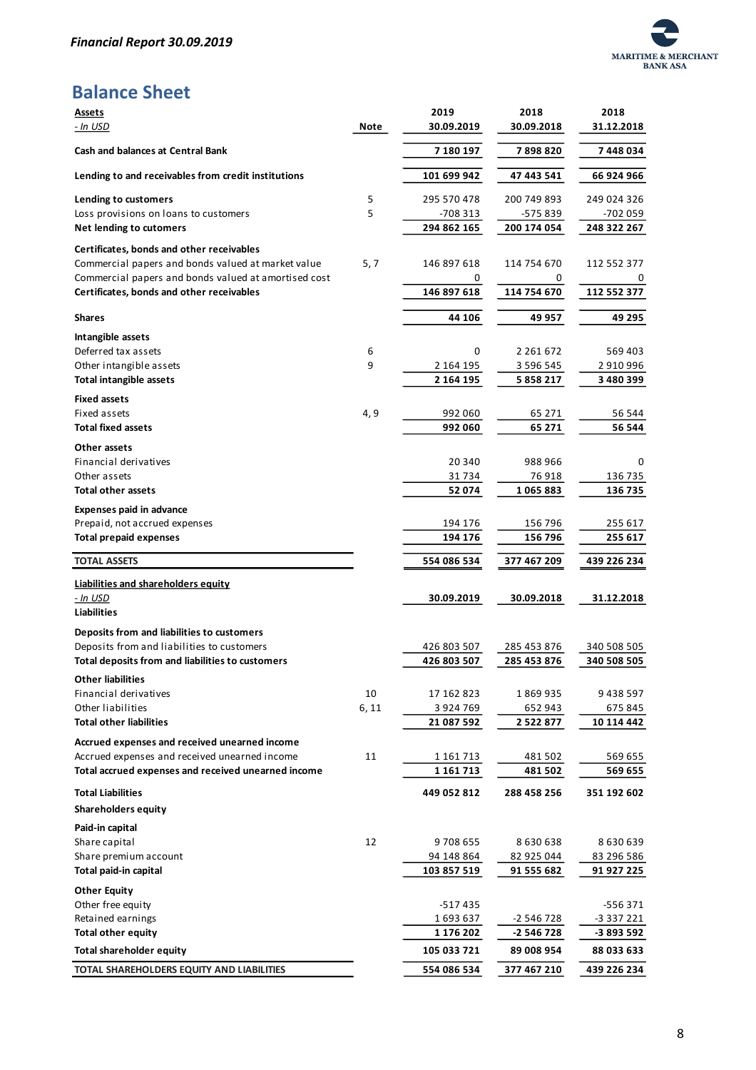# Balance Sheet

| Assets<br>*- In USD* | Note | 2019<br>30.09.2019 | 2018<br>30.09.2018 | 2018<br>31.12.2018 |
|---|---|---|---|---|
| **Cash and balances at Central Bank** | | **7 180 197** | **7 898 820** | **7 448 034** |
| **Lending to and receivables from credit institutions** | | **101 699 942** | **47 443 541** | **66 924 966** |
| **Lending to customers** | 5 | 295 570 478 | 200 749 893 | 249 024 326 |
| Loss provisions on loans to customers | 5 | -708 313 | -575 839 | -702 059 |
| **Net lending to cutomers** | | **294 862 165** | **200 174 054** | **248 322 267** |
| **Certificates, bonds and other receivables** | | | | |
| Commercial papers and bonds valued at market value | 5, 7 | 146 897 618 | 114 754 670 | 112 552 377 |
| Commercial papers and bonds valued at amortised cost | | 0 | 0 | 0 |
| **Certificates, bonds and other receivables** | | **146 897 618** | **114 754 670** | **112 552 377** |
| **Shares** | | **44 106** | **49 957** | **49 295** |
| **Intangible assets** | | | | |
| Deferred tax assets | 6 | 0 | 2 261 672 | 569 403 |
| Other intangible assets | 9 | 2 164 195 | 3 596 545 | 2 910 996 |
| **Total intangible assets** | | **2 164 195** | **5 858 217** | **3 480 399** |
| **Fixed assets** | | | | |
| Fixed assets | 4, 9 | 992 060 | 65 271 | 56 544 |
| **Total fixed assets** | | **992 060** | **65 271** | **56 544** |
| **Other assets** | | | | |
| Financial derivatives | | 20 340 | 988 966 | 0 |
| Other assets | | 31 734 | 76 918 | 136 735 |
| **Total other assets** | | **52 074** | **1 065 883** | **136 735** |
| **Expenses paid in advance** | | | | |
| Prepaid, not accrued expenses | | 194 176 | 156 796 | 255 617 |
| **Total prepaid expenses** | | **194 176** | **156 796** | **255 617** |
| **TOTAL ASSETS** | | **554 086 534** | **377 467 209** | **439 226 234** |

| Liabilities and shareholders equity<br>*- In USD* | Note | 30.09.2019 | 30.09.2018 | 31.12.2018 |
|---|---|---|---|---|
| **Liabilities** | | | | |
| **Deposits from and liabilities to customers** | | | | |
| Deposits from and liabilities to customers | | 426 803 507 | 285 453 876 | 340 508 505 |
| **Total deposits from and liabilities to customers** | | **426 803 507** | **285 453 876** | **340 508 505** |
| **Other liabilities** | | | | |
| Financial derivatives | 10 | 17 162 823 | 1 869 935 | 9 438 597 |
| Other liabilities | 6, 11 | 3 924 769 | 652 943 | 675 845 |
| **Total other liabilities** | | **21 087 592** | **2 522 877** | **10 114 442** |
| **Accrued expenses and received unearned income** | | | | |
| Accrued expenses and received unearned income | 11 | 1 161 713 | 481 502 | 569 655 |
| **Total accrued expenses and received unearned income** | | **1 161 713** | **481 502** | **569 655** |
| **Total Liabilities** | | **449 052 812** | **288 458 256** | **351 192 602** |
| **Shareholders equity** | | | | |
| **Paid-in capital** | | | | |
| Share capital | 12 | 9 708 655 | 8 630 638 | 8 630 639 |
| Share premium account | | 94 148 864 | 82 925 044 | 83 296 586 |
| **Total paid-in capital** | | **103 857 519** | **91 555 682** | **91 927 225** |
| **Other Equity** | | | | |
| Other free equity | | -517 435 | | -556 371 |
| Retained earnings | | 1 693 637 | -2 546 728 | -3 337 221 |
| **Total other equity** | | **1 176 202** | **-2 546 728** | **-3 893 592** |
| **Total shareholder equity** | | **105 033 721** | **89 008 954** | **88 033 633** |
| **TOTAL SHAREHOLDERS EQUITY AND LIABILITIES** | | **554 086 534** | **377 467 210** | **439 226 234** |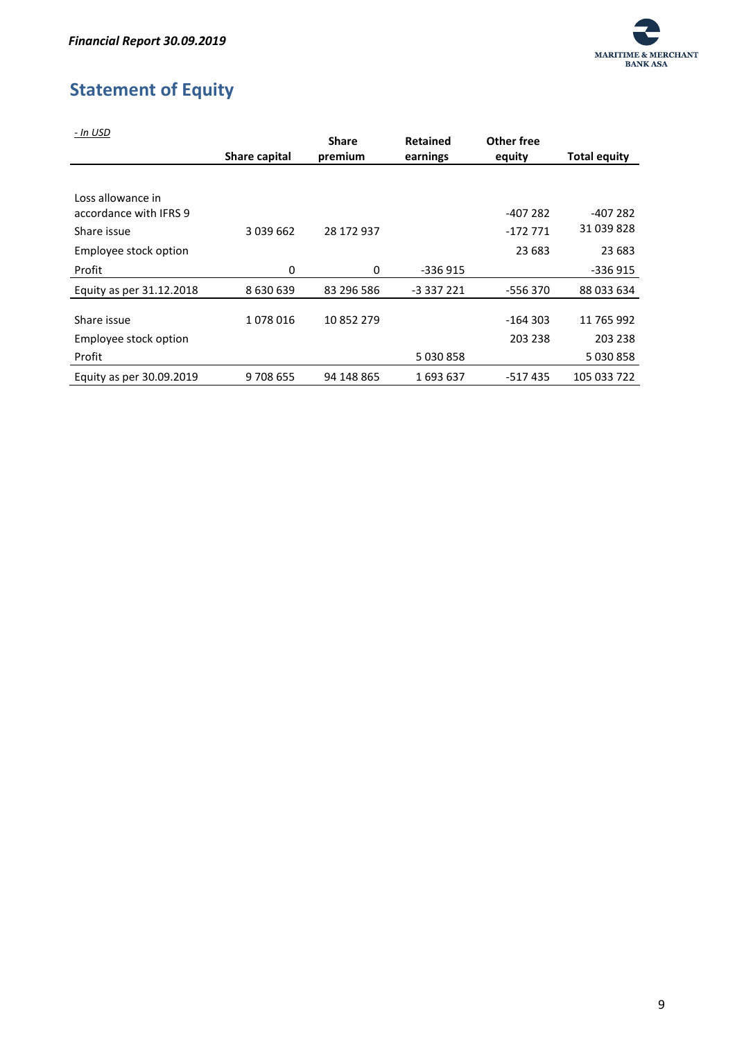# Statement of Equity

| *- In USD* | Share capital | Share premium | Retained earnings | Other free equity | Total equity |
|---|---|---|---|---|---|
| Loss allowance in accordance with IFRS 9 | | | | -407 282 | -407 282 |
| Share issue | 3 039 662 | 28 172 937 | | -172 771 | 31 039 828 |
| Employee stock option | | | | 23 683 | 23 683 |
| Profit | 0 | 0 | -336 915 | | -336 915 |
| Equity as per 31.12.2018 | 8 630 639 | 83 296 586 | -3 337 221 | -556 370 | 88 033 634 |
| Share issue | 1 078 016 | 10 852 279 | | -164 303 | 11 765 992 |
| Employee stock option | | | | 203 238 | 203 238 |
| Profit | | | 5 030 858 | | 5 030 858 |
| Equity as per 30.09.2019 | 9 708 655 | 94 148 865 | 1 693 637 | -517 435 | 105 033 722 |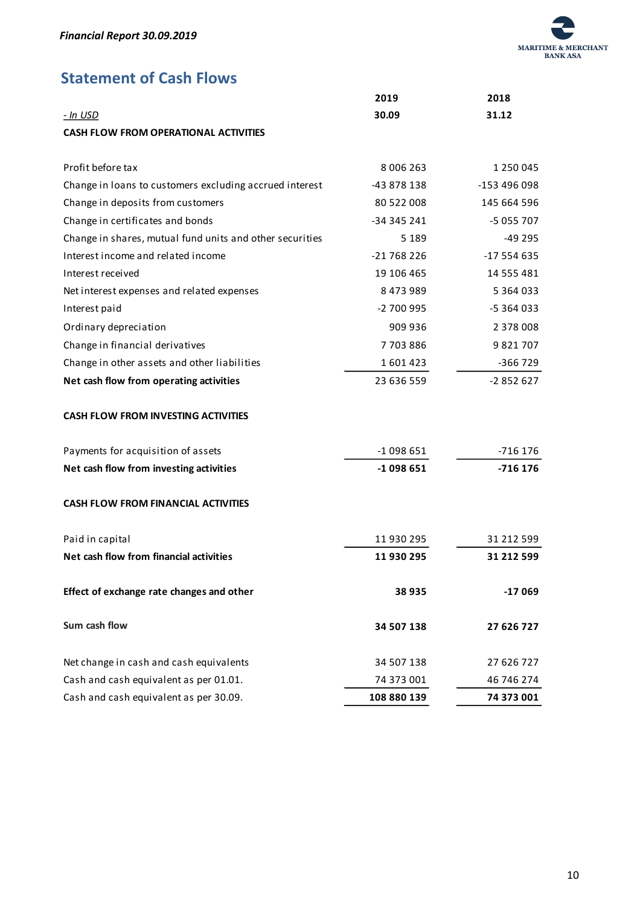## Statement of Cash Flows

| - *In USD* | 2019<br>30.09 | 2018<br>31.12 |
|---|---|---|
| **CASH FLOW FROM OPERATIONAL ACTIVITIES** | | |
| Profit before tax | 8 006 263 | 1 250 045 |
| Change in loans to customers excluding accrued interest | -43 878 138 | -153 496 098 |
| Change in deposits from customers | 80 522 008 | 145 664 596 |
| Change in certificates and bonds | -34 345 241 | -5 055 707 |
| Change in shares, mutual fund units and other securities | 5 189 | -49 295 |
| Interest income and related income | -21 768 226 | -17 554 635 |
| Interest received | 19 106 465 | 14 555 481 |
| Net interest expenses and related expenses | 8 473 989 | 5 364 033 |
| Interest paid | -2 700 995 | -5 364 033 |
| Ordinary depreciation | 909 936 | 2 378 008 |
| Change in financial derivatives | 7 703 886 | 9 821 707 |
| Change in other assets and other liabilities | 1 601 423 | -366 729 |
| **Net cash flow from operating activities** | 23 636 559 | -2 852 627 |
| **CASH FLOW FROM INVESTING ACTIVITIES** | | |
| Payments for acquisition of assets | -1 098 651 | -716 176 |
| **Net cash flow from investing activities** | **-1 098 651** | **-716 176** |
| **CASH FLOW FROM FINANCIAL ACTIVITIES** | | |
| Paid in capital | 11 930 295 | 31 212 599 |
| **Net cash flow from financial activities** | **11 930 295** | **31 212 599** |
| **Effect of exchange rate changes and other** | **38 935** | **-17 069** |
| **Sum cash flow** | **34 507 138** | **27 626 727** |
| Net change in cash and cash equivalents | 34 507 138 | 27 626 727 |
| Cash and cash equivalent as per 01.01. | 74 373 001 | 46 746 274 |
| Cash and cash equivalent as per 30.09. | **108 880 139** | **74 373 001** |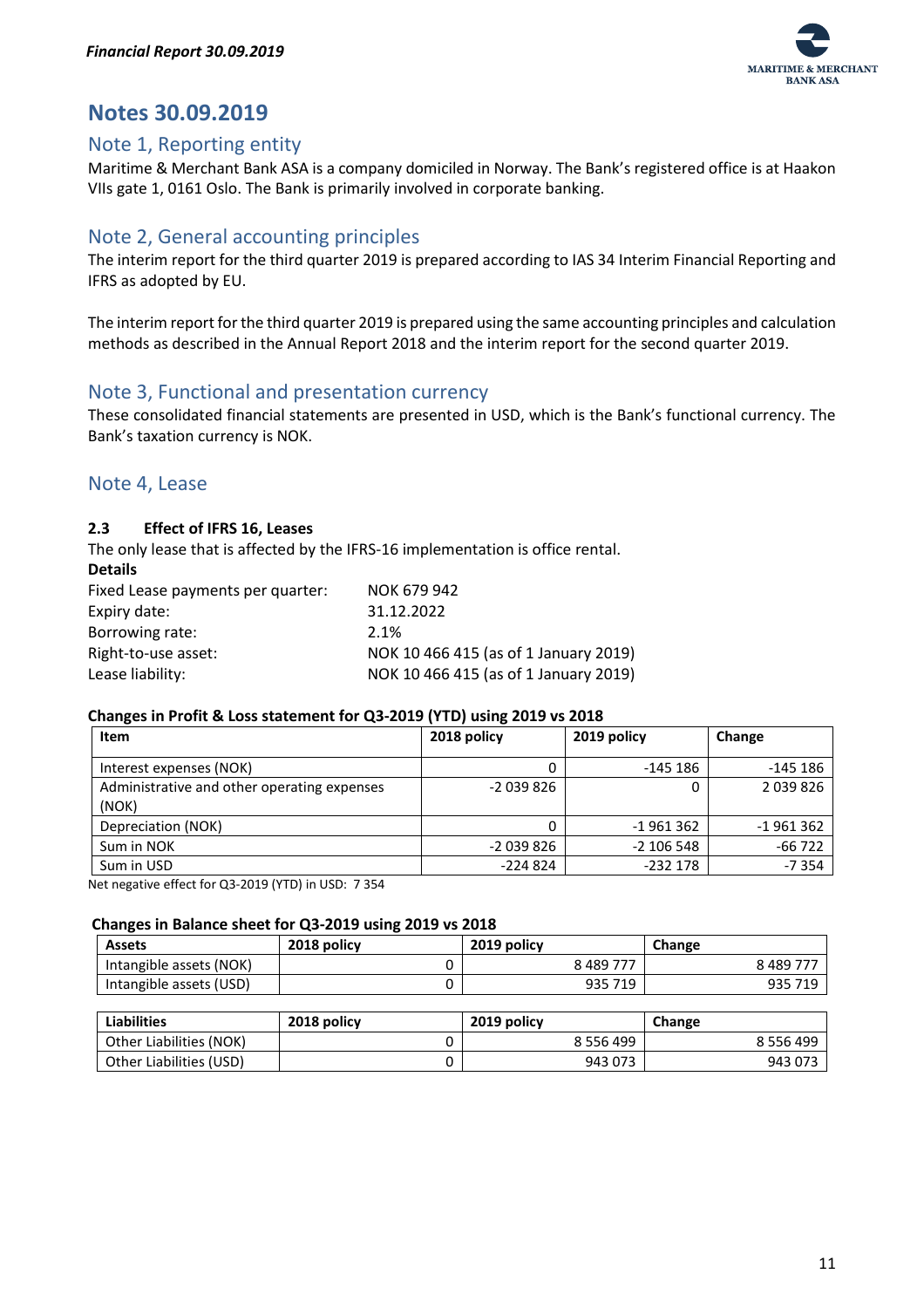# Notes 30.09.2019

## Note 1, Reporting entity

Maritime & Merchant Bank ASA is a company domiciled in Norway. The Bank's registered office is at Haakon VIIs gate 1, 0161 Oslo. The Bank is primarily involved in corporate banking.

## Note 2, General accounting principles

The interim report for the third quarter 2019 is prepared according to IAS 34 Interim Financial Reporting and IFRS as adopted by EU.

The interim report for the third quarter 2019 is prepared using the same accounting principles and calculation methods as described in the Annual Report 2018 and the interim report for the second quarter 2019.

## Note 3, Functional and presentation currency

These consolidated financial statements are presented in USD, which is the Bank's functional currency. The Bank's taxation currency is NOK.

## Note 4, Lease

### 2.3 Effect of IFRS 16, Leases

The only lease that is affected by the IFRS-16 implementation is office rental.

**Details**

| | |
|---|---|
| Fixed Lease payments per quarter: | NOK 679 942 |
| Expiry date: | 31.12.2022 |
| Borrowing rate: | 2.1% |
| Right-to-use asset: | NOK 10 466 415 (as of 1 January 2019) |
| Lease liability: | NOK 10 466 415 (as of 1 January 2019) |

**Changes in Profit & Loss statement for Q3-2019 (YTD) using 2019 vs 2018**

| Item | 2018 policy | 2019 policy | Change |
|---|---|---|---|
| Interest expenses (NOK) | 0 | -145 186 | -145 186 |
| Administrative and other operating expenses (NOK) | -2 039 826 | 0 | 2 039 826 |
| Depreciation (NOK) | 0 | -1 961 362 | -1 961 362 |
| Sum in NOK | -2 039 826 | -2 106 548 | -66 722 |
| Sum in USD | -224 824 | -232 178 | -7 354 |

Net negative effect for Q3-2019 (YTD) in USD: 7 354

**Changes in Balance sheet for Q3-2019 using 2019 vs 2018**

| Assets | 2018 policy | 2019 policy | Change |
|---|---|---|---|
| Intangible assets (NOK) | 0 | 8 489 777 | 8 489 777 |
| Intangible assets (USD) | 0 | 935 719 | 935 719 |

| Liabilities | 2018 policy | 2019 policy | Change |
|---|---|---|---|
| Other Liabilities (NOK) | 0 | 8 556 499 | 8 556 499 |
| Other Liabilities (USD) | 0 | 943 073 | 943 073 |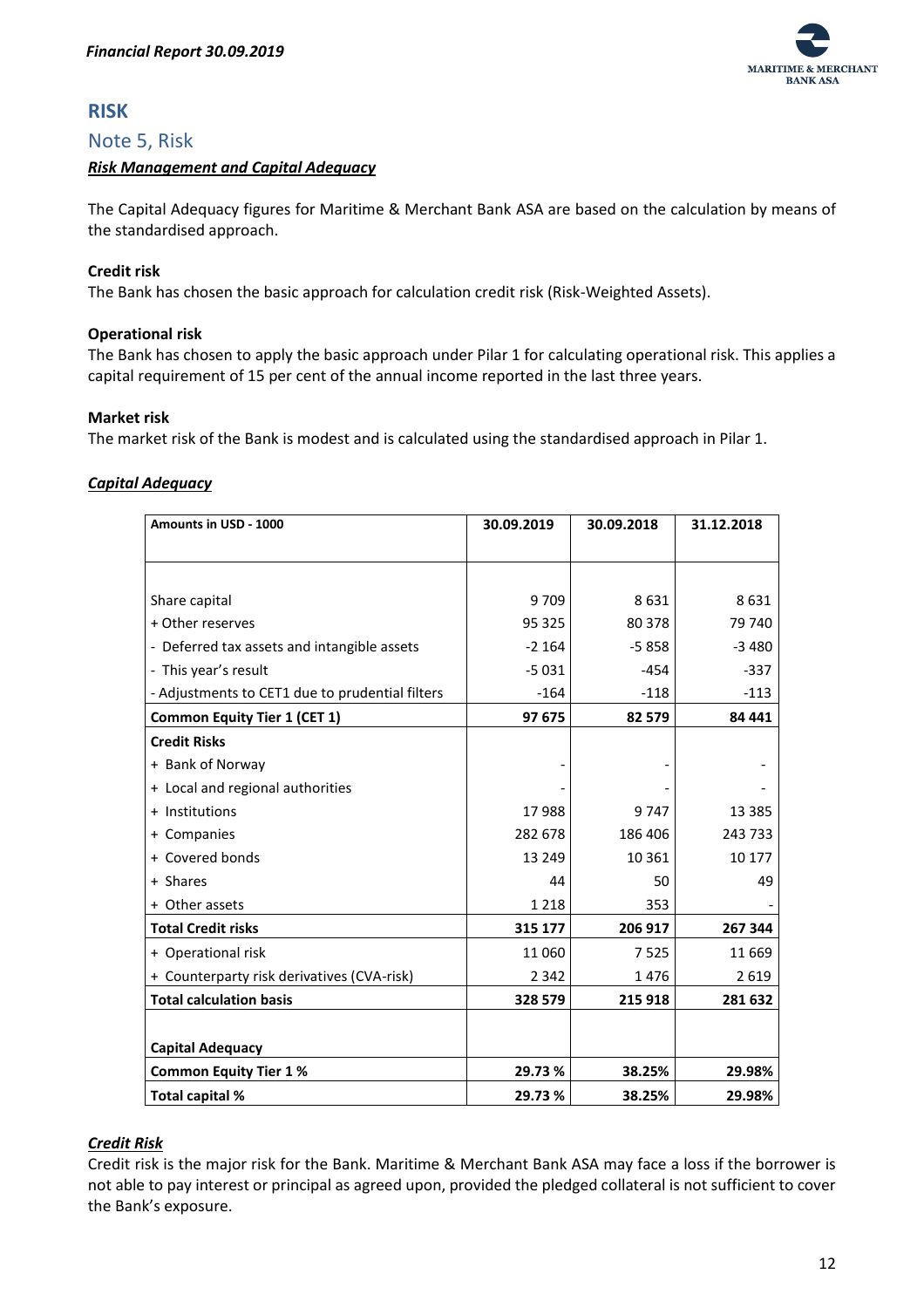# RISK

## Note 5, Risk

***Risk Management and Capital Adequacy***

The Capital Adequacy figures for Maritime & Merchant Bank ASA are based on the calculation by means of the standardised approach.

**Credit risk**
The Bank has chosen the basic approach for calculation credit risk (Risk-Weighted Assets).

**Operational risk**
The Bank has chosen to apply the basic approach under Pilar 1 for calculating operational risk. This applies a capital requirement of 15 per cent of the annual income reported in the last three years.

**Market risk**
The market risk of the Bank is modest and is calculated using the standardised approach in Pilar 1.

***Capital Adequacy***

| Amounts in USD - 1000 | 30.09.2019 | 30.09.2018 | 31.12.2018 |
|---|---|---|---|
| Share capital | 9 709 | 8 631 | 8 631 |
| + Other reserves | 95 325 | 80 378 | 79 740 |
| - Deferred tax assets and intangible assets | -2 164 | -5 858 | -3 480 |
| - This year's result | -5 031 | -454 | -337 |
| - Adjustments to CET1 due to prudential filters | -164 | -118 | -113 |
| **Common Equity Tier 1 (CET 1)** | **97 675** | **82 579** | **84 441** |
| **Credit Risks** | | | |
| + Bank of Norway | - | - | - |
| + Local and regional authorities | - | - | - |
| + Institutions | 17 988 | 9 747 | 13 385 |
| + Companies | 282 678 | 186 406 | 243 733 |
| + Covered bonds | 13 249 | 10 361 | 10 177 |
| + Shares | 44 | 50 | 49 |
| + Other assets | 1 218 | 353 | - |
| **Total Credit risks** | **315 177** | **206 917** | **267 344** |
| + Operational risk | 11 060 | 7 525 | 11 669 |
| + Counterparty risk derivatives (CVA-risk) | 2 342 | 1 476 | 2 619 |
| **Total calculation basis** | **328 579** | **215 918** | **281 632** |
| | | | |
| **Capital Adequacy** | | | |
| **Common Equity Tier 1 %** | **29.73 %** | **38.25%** | **29.98%** |
| **Total capital %** | **29.73 %** | **38.25%** | **29.98%** |

***Credit Risk***

Credit risk is the major risk for the Bank. Maritime & Merchant Bank ASA may face a loss if the borrower is not able to pay interest or principal as agreed upon, provided the pledged collateral is not sufficient to cover the Bank's exposure.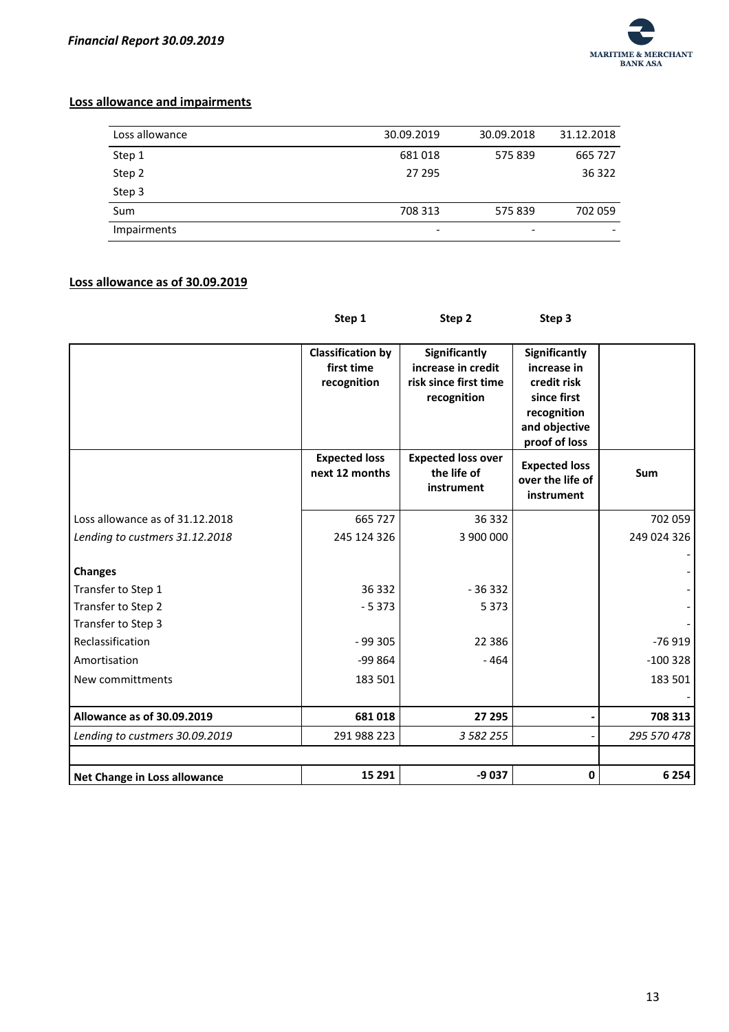## Loss allowance and impairments

| Loss allowance | 30.09.2019 | 30.09.2018 | 31.12.2018 |
|---|---|---|---|
| Step 1 | 681 018 | 575 839 | 665 727 |
| Step 2 | 27 295 | | 36 322 |
| Step 3 | | | |
| Sum | 708 313 | 575 839 | 702 059 |
| Impairments | - | - | - |

## Loss allowance as of 30.09.2019

| | Step 1 | Step 2 | Step 3 | |
|---|---|---|---|---|
| | **Classification by first time recognition** | **Significantly increase in credit risk since first time recognition** | **Significantly increase in credit risk since first recognition and objective proof of loss** | |
| | **Expected loss next 12 months** | **Expected loss over the life of instrument** | **Expected loss over the life of instrument** | **Sum** |
| Loss allowance as of 31.12.2018 | 665 727 | 36 332 | | 702 059 |
| *Lending to custmers 31.12.2018* | 245 124 326 | 3 900 000 | | 249 024 326 |
| | | | | - |
| **Changes** | | | | - |
| Transfer to Step 1 | 36 332 | - 36 332 | | - |
| Transfer to Step 2 | - 5 373 | 5 373 | | - |
| Transfer to Step 3 | | | | - |
| Reclassification | - 99 305 | 22 386 | | -76 919 |
| Amortisation | -99 864 | - 464 | | -100 328 |
| New committments | 183 501 | | | 183 501 |
| | | | | - |
| **Allowance as of 30.09.2019** | **681 018** | **27 295** | **-** | **708 313** |
| *Lending to custmers 30.09.2019* | 291 988 223 | *3 582 255* | - | *295 570 478* |
| | | | | |
| **Net Change in Loss allowance** | **15 291** | **-9 037** | **0** | **6 254** |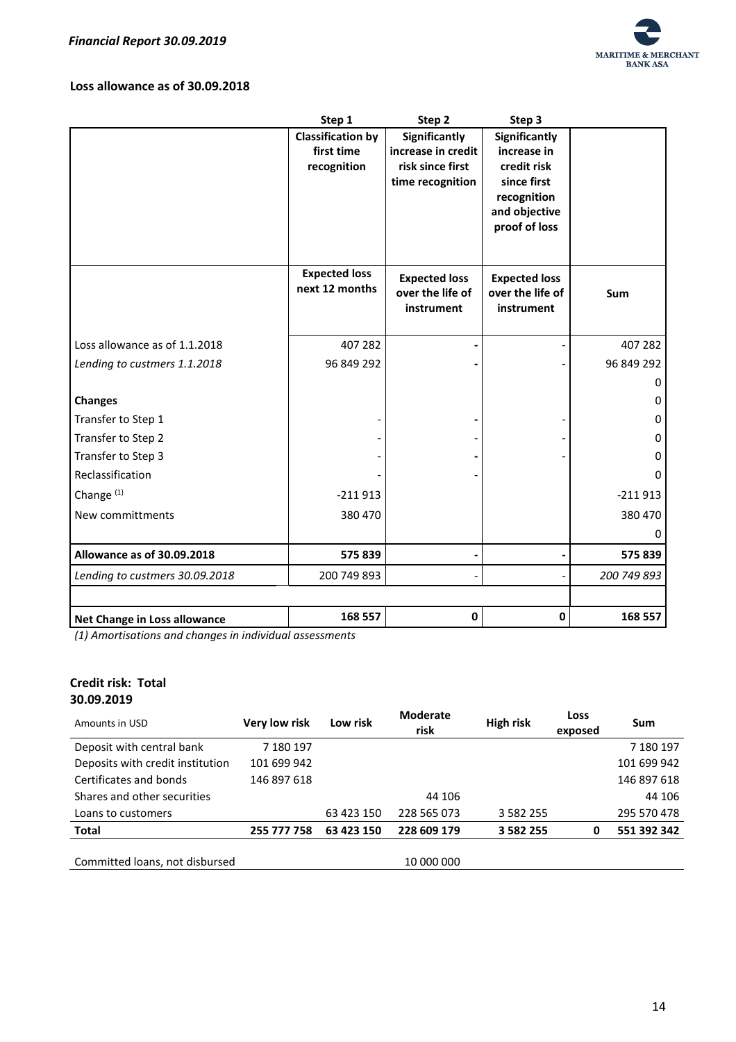### Loss allowance as of 30.09.2018

| | Step 1 | Step 2 | Step 3 | |
|---|---|---|---|---|
| | **Classification by first time recognition** | **Significantly increase in credit risk since first time recognition** | **Significantly increase in credit risk since first recognition and objective proof of loss** | |
| | **Expected loss next 12 months** | **Expected loss over the life of instrument** | **Expected loss over the life of instrument** | **Sum** |
| Loss allowance as of 1.1.2018 | 407 282 | - | - | 407 282 |
| *Lending to custmers 1.1.2018* | 96 849 292 | - | - | 96 849 292 |
| | | | | 0 |
| **Changes** | | | | 0 |
| Transfer to Step 1 | - | - | - | 0 |
| Transfer to Step 2 | - | - | - | 0 |
| Transfer to Step 3 | - | - | - | 0 |
| Reclassification | - | - | - | 0 |
| Change [(1)] | -211 913 | | | -211 913 |
| New committments | 380 470 | | | 380 470 |
| | | | | 0 |
| **Allowance as of 30.09.2018** | **575 839** | **-** | **-** | **575 839** |
| *Lending to custmers 30.09.2018* | 200 749 893 | - | - | *200 749 893* |
| | | | | |
| **Net Change in Loss allowance** | **168 557** | **0** | **0** | **168 557** |

*(1) Amortisations and changes in individual assessments*

### Credit risk: Total 30.09.2019

| Amounts in USD | Very low risk | Low risk | Moderate risk | High risk | Loss exposed | Sum |
|---|---|---|---|---|---|---|
| Deposit with central bank | 7 180 197 | | | | | 7 180 197 |
| Deposits with credit institution | 101 699 942 | | | | | 101 699 942 |
| Certificates and bonds | 146 897 618 | | | | | 146 897 618 |
| Shares and other securities | | | 44 106 | | | 44 106 |
| Loans to customers | | 63 423 150 | 228 565 073 | 3 582 255 | | 295 570 478 |
| **Total** | **255 777 758** | **63 423 150** | **228 609 179** | **3 582 255** | **0** | **551 392 342** |
| | | | | | | |
| Committed loans, not disbursed | | | 10 000 000 | | | |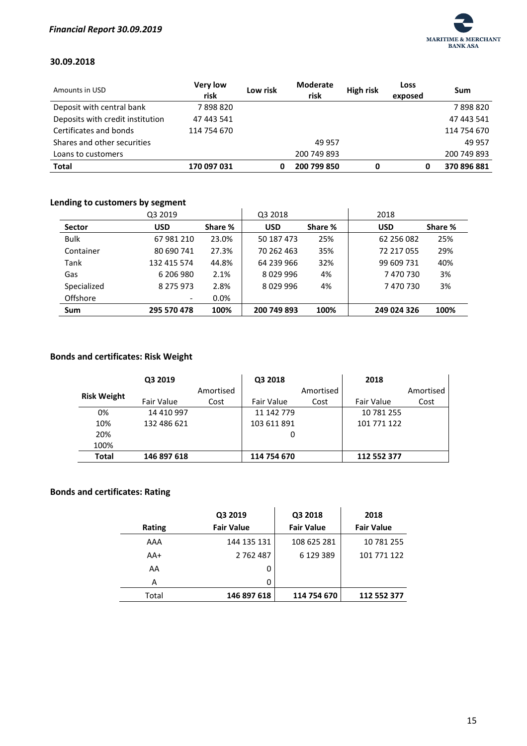### 30.09.2018

| Amounts in USD | Very low risk | Low risk | Moderate risk | High risk | Loss exposed | Sum |
|---|---|---|---|---|---|---|
| Deposit with central bank | 7 898 820 | | | | | 7 898 820 |
| Deposits with credit institution | 47 443 541 | | | | | 47 443 541 |
| Certificates and bonds | 114 754 670 | | | | | 114 754 670 |
| Shares and other securities | | | 49 957 | | | 49 957 |
| Loans to customers | | | 200 749 893 | | | 200 749 893 |
| **Total** | **170 097 031** | **0** | **200 799 850** | **0** | **0** | **370 896 881** |

### Lending to customers by segment

| | Q3 2019 | | Q3 2018 | | 2018 | |
|---|---|---|---|---|---|---|
| **Sector** | **USD** | **Share %** | **USD** | **Share %** | **USD** | **Share %** |
| Bulk | 67 981 210 | 23.0% | 50 187 473 | 25% | 62 256 082 | 25% |
| Container | 80 690 741 | 27.3% | 70 262 463 | 35% | 72 217 055 | 29% |
| Tank | 132 415 574 | 44.8% | 64 239 966 | 32% | 99 609 731 | 40% |
| Gas | 6 206 980 | 2.1% | 8 029 996 | 4% | 7 470 730 | 3% |
| Specialized | 8 275 973 | 2.8% | 8 029 996 | 4% | 7 470 730 | 3% |
| Offshore | - | 0.0% | | | | |
| **Sum** | **295 570 478** | **100%** | **200 749 893** | **100%** | **249 024 326** | **100%** |

### Bonds and certificates: Risk Weight

| | Q3 2019 | | Q3 2018 | | 2018 | |
|---|---|---|---|---|---|---|
| **Risk Weight** | Fair Value | Amortised Cost | Fair Value | Amortised Cost | Fair Value | Amortised Cost |
| 0% | 14 410 997 | | 11 142 779 | | 10 781 255 | |
| 10% | 132 486 621 | | 103 611 891 | | 101 771 122 | |
| 20% | | | 0 | | | |
| 100% | | | | | | |
| **Total** | **146 897 618** | | **114 754 670** | | **112 552 377** | |

### Bonds and certificates: Rating

| Rating | Q3 2019 Fair Value | Q3 2018 Fair Value | 2018 Fair Value |
|---|---|---|---|
| AAA | 144 135 131 | 108 625 281 | 10 781 255 |
| AA+ | 2 762 487 | 6 129 389 | 101 771 122 |
| AA | 0 | | |
| A | 0 | | |
| Total | **146 897 618** | **114 754 670** | **112 552 377** |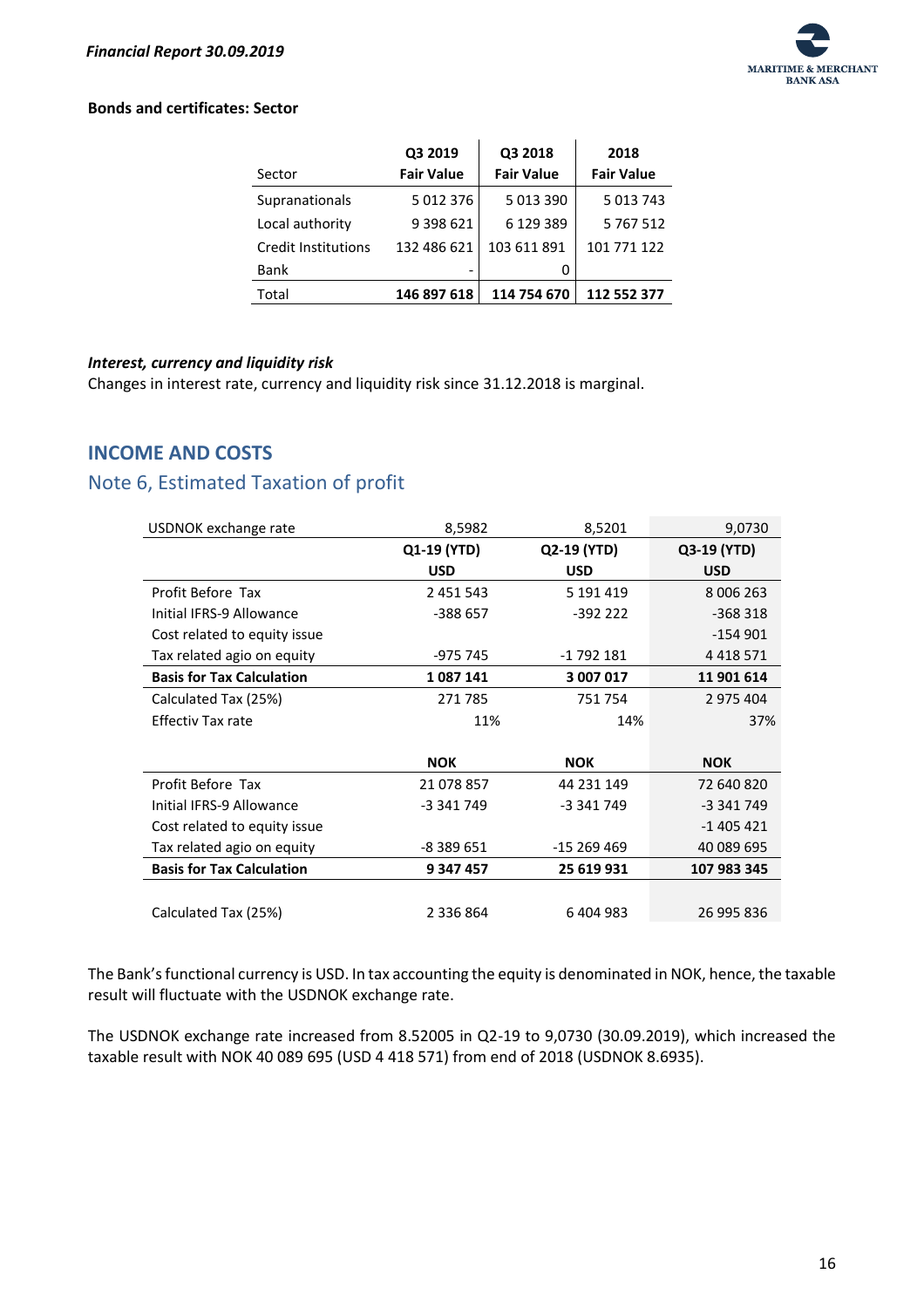**Bonds and certificates: Sector**

| Sector | Q3 2019 Fair Value | Q3 2018 Fair Value | 2018 Fair Value |
|---|---|---|---|
| Supranationals | 5 012 376 | 5 013 390 | 5 013 743 |
| Local authority | 9 398 621 | 6 129 389 | 5 767 512 |
| Credit Institutions | 132 486 621 | 103 611 891 | 101 771 122 |
| Bank | - | 0 | |
| Total | **146 897 618** | **114 754 670** | **112 552 377** |

***Interest, currency and liquidity risk***

Changes in interest rate, currency and liquidity risk since 31.12.2018 is marginal.

## INCOME AND COSTS

### Note 6, Estimated Taxation of profit

| USDNOK exchange rate | 8,5982 | 8,5201 | 9,0730 |
|---|---|---|---|
| | **Q1-19 (YTD)** | **Q2-19 (YTD)** | **Q3-19 (YTD)** |
| | **USD** | **USD** | **USD** |
| Profit Before Tax | 2 451 543 | 5 191 419 | 8 006 263 |
| Initial IFRS-9 Allowance | -388 657 | -392 222 | -368 318 |
| Cost related to equity issue | | | -154 901 |
| Tax related agio on equity | -975 745 | -1 792 181 | 4 418 571 |
| **Basis for Tax Calculation** | **1 087 141** | **3 007 017** | **11 901 614** |
| Calculated Tax (25%) | 271 785 | 751 754 | 2 975 404 |
| Effectiv Tax rate | 11% | 14% | 37% |
| | | | |
| | **NOK** | **NOK** | **NOK** |
| Profit Before Tax | 21 078 857 | 44 231 149 | 72 640 820 |
| Initial IFRS-9 Allowance | -3 341 749 | -3 341 749 | -3 341 749 |
| Cost related to equity issue | | | -1 405 421 |
| Tax related agio on equity | -8 389 651 | -15 269 469 | 40 089 695 |
| **Basis for Tax Calculation** | **9 347 457** | **25 619 931** | **107 983 345** |
| | | | |
| Calculated Tax (25%) | 2 336 864 | 6 404 983 | 26 995 836 |

The Bank's functional currency is USD. In tax accounting the equity is denominated in NOK, hence, the taxable result will fluctuate with the USDNOK exchange rate.

The USDNOK exchange rate increased from 8.52005 in Q2-19 to 9,0730 (30.09.2019), which increased the taxable result with NOK 40 089 695 (USD 4 418 571) from end of 2018 (USDNOK 8.6935).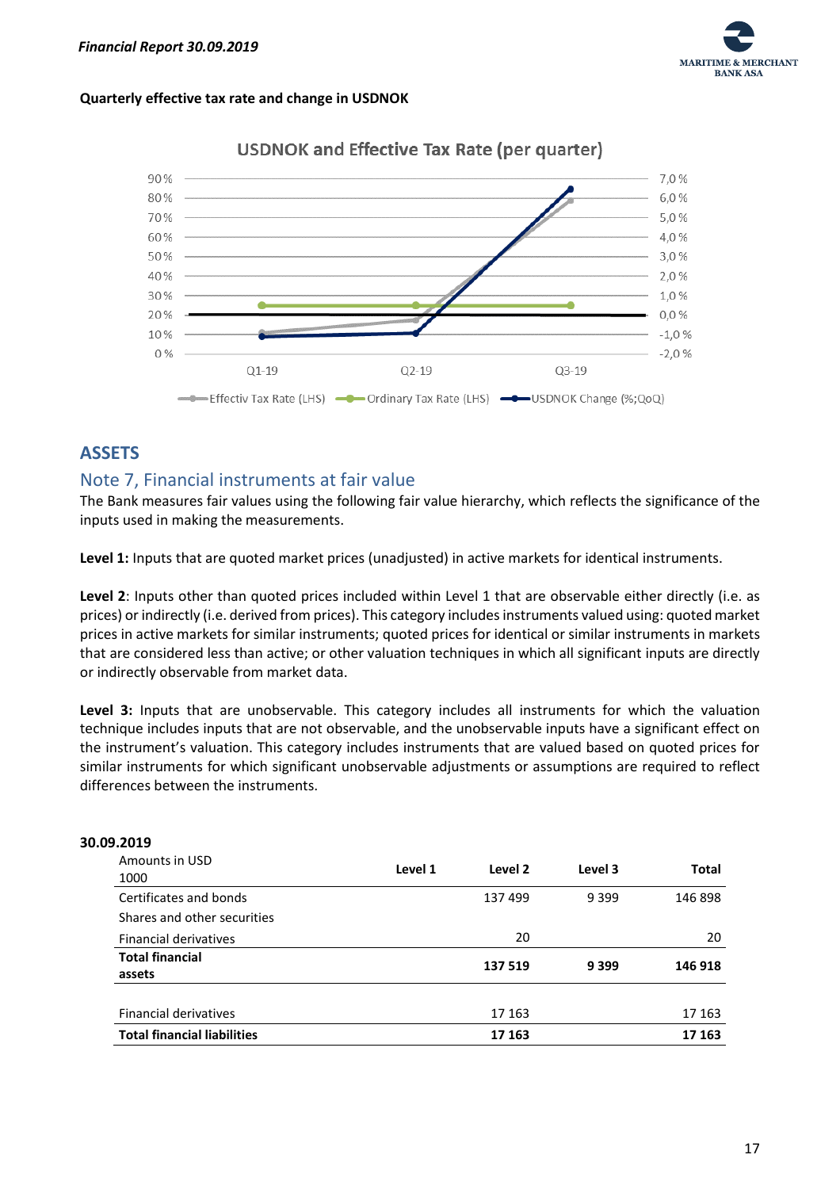**Quarterly effective tax rate and change in USDNOK**

USDNOK and Effective Tax Rate (per quarter)

| | Q1-19 | Q2-19 | Q3-19 |
|---|---|---|---|
| Effectiv Tax Rate (LHS) | | | |
| Ordinary Tax Rate (LHS) | | | |
| USDNOK Change (%;QoQ) | | | |

# ASSETS

## Note 7, Financial instruments at fair value

The Bank measures fair values using the following fair value hierarchy, which reflects the significance of the inputs used in making the measurements.

**Level 1:** Inputs that are quoted market prices (unadjusted) in active markets for identical instruments.

**Level 2**: Inputs other than quoted prices included within Level 1 that are observable either directly (i.e. as prices) or indirectly (i.e. derived from prices). This category includes instruments valued using: quoted market prices in active markets for similar instruments; quoted prices for identical or similar instruments in markets that are considered less than active; or other valuation techniques in which all significant inputs are directly or indirectly observable from market data.

**Level 3:** Inputs that are unobservable. This category includes all instruments for which the valuation technique includes inputs that are not observable, and the unobservable inputs have a significant effect on the instrument's valuation. This category includes instruments that are valued based on quoted prices for similar instruments for which significant unobservable adjustments or assumptions are required to reflect differences between the instruments.

**30.09.2019**

| Amounts in USD 1000 | Level 1 | Level 2 | Level 3 | Total |
|---|---|---|---|---|
| Certificates and bonds | | 137 499 | 9 399 | 146 898 |
| Shares and other securities | | | | |
| Financial derivatives | | 20 | | 20 |
| **Total financial assets** | | **137 519** | **9 399** | **146 918** |
| | | | | |
| Financial derivatives | | 17 163 | | 17 163 |
| **Total financial liabilities** | | **17 163** | | **17 163** |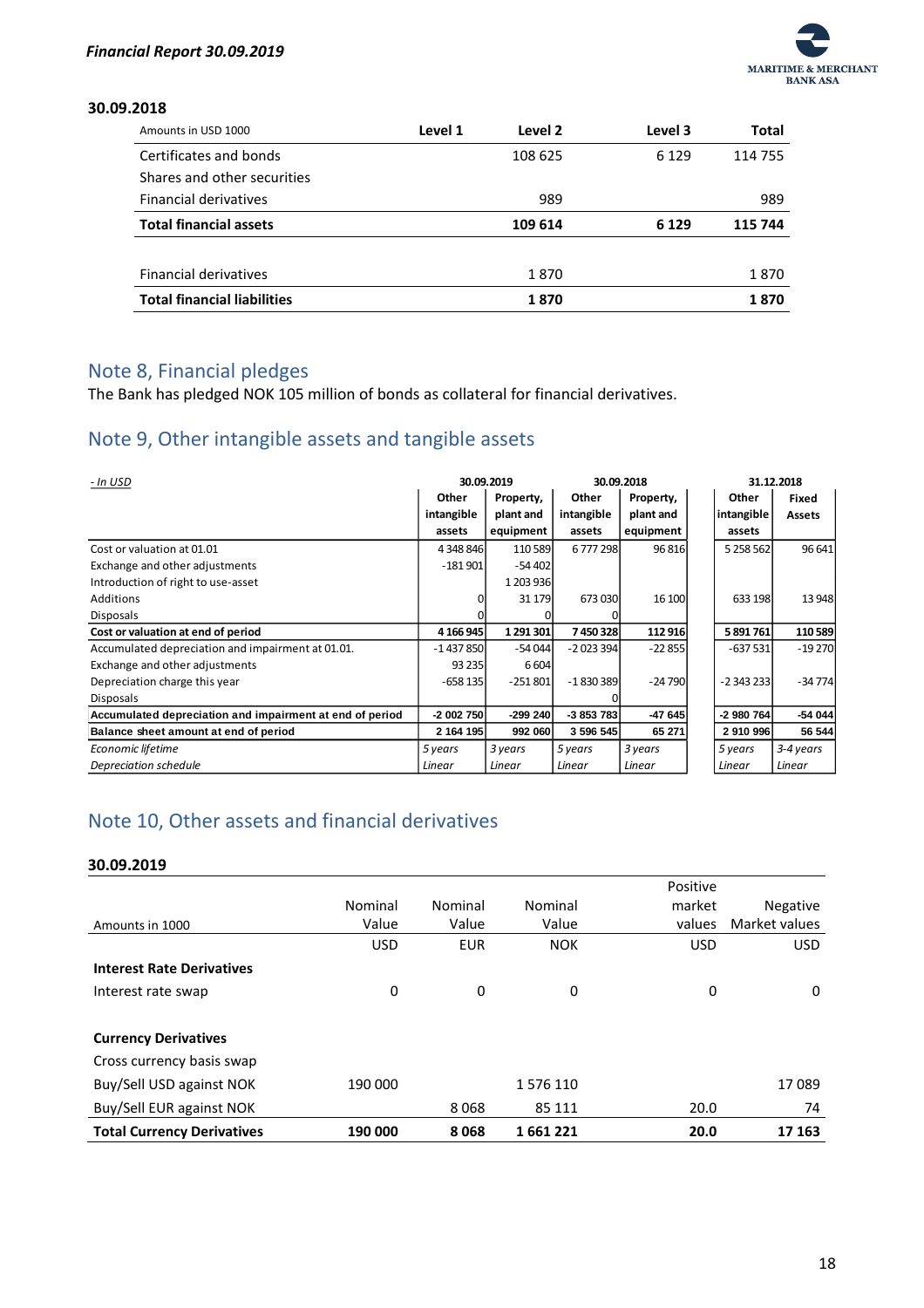**30.09.2018**

| Amounts in USD 1000 | Level 1 | Level 2 | Level 3 | Total |
|---|---|---|---|---|
| Certificates and bonds | | 108 625 | 6 129 | 114 755 |
| Shares and other securities | | | | |
| Financial derivatives | | 989 | | 989 |
| **Total financial assets** | | **109 614** | **6 129** | **115 744** |
| | | | | |
| Financial derivatives | | 1 870 | | 1 870 |
| **Total financial liabilities** | | **1 870** | | **1 870** |

## Note 8, Financial pledges

The Bank has pledged NOK 105 million of bonds as collateral for financial derivatives.

## Note 9, Other intangible assets and tangible assets

| *- In USD* | 30.09.2019 | | 30.09.2018 | | 31.12.2018 | |
|---|---|---|---|---|---|---|
| | Other intangible assets | Property, plant and equipment | Other intangible assets | Property, plant and equipment | Other intangible assets | Fixed Assets |
| Cost or valuation at 01.01 | 4 348 846 | 110 589 | 6 777 298 | 96 816 | 5 258 562 | 96 641 |
| Exchange and other adjustments | -181 901 | -54 402 | | | | |
| Introduction of right to use-asset | | 1 203 936 | | | | |
| Additions | 0 | 31 179 | 673 030 | 16 100 | 633 198 | 13 948 |
| Disposals | 0 | 0 | 0 | | | |
| **Cost or valuation at end of period** | **4 166 945** | **1 291 301** | **7 450 328** | **112 916** | **5 891 761** | **110 589** |
| Accumulated depreciation and impairment at 01.01. | -1 437 850 | -54 044 | -2 023 394 | -22 855 | -637 531 | -19 270 |
| Exchange and other adjustments | 93 235 | 6 604 | | | | |
| Depreciation charge this year | -658 135 | -251 801 | -1 830 389 | -24 790 | -2 343 233 | -34 774 |
| Disposals | | | 0 | | | |
| **Accumulated depreciation and impairment at end of period** | **-2 002 750** | **-299 240** | **-3 853 783** | **-47 645** | **-2 980 764** | **-54 044** |
| **Balance sheet amount at end of period** | **2 164 195** | **992 060** | **3 596 545** | **65 271** | **2 910 996** | **56 544** |
| *Economic lifetime* | *5 years* | *3 years* | *5 years* | *3 years* | *5 years* | *3-4 years* |
| *Depreciation schedule* | *Linear* | *Linear* | *Linear* | *Linear* | *Linear* | *Linear* |

## Note 10, Other assets and financial derivatives

**30.09.2019**

| Amounts in 1000 | Nominal Value | Nominal Value | Nominal Value | Positive market values | Negative Market values |
|---|---|---|---|---|---|
| | USD | EUR | NOK | USD | USD |
| **Interest Rate Derivatives** | | | | | |
| Interest rate swap | 0 | 0 | 0 | 0 | 0 |
| | | | | | |
| **Currency Derivatives** | | | | | |
| Cross currency basis swap | | | | | |
| Buy/Sell USD against NOK | 190 000 | | 1 576 110 | | 17 089 |
| Buy/Sell EUR against NOK | | 8 068 | 85 111 | 20.0 | 74 |
| **Total Currency Derivatives** | **190 000** | **8 068** | **1 661 221** | **20.0** | **17 163** |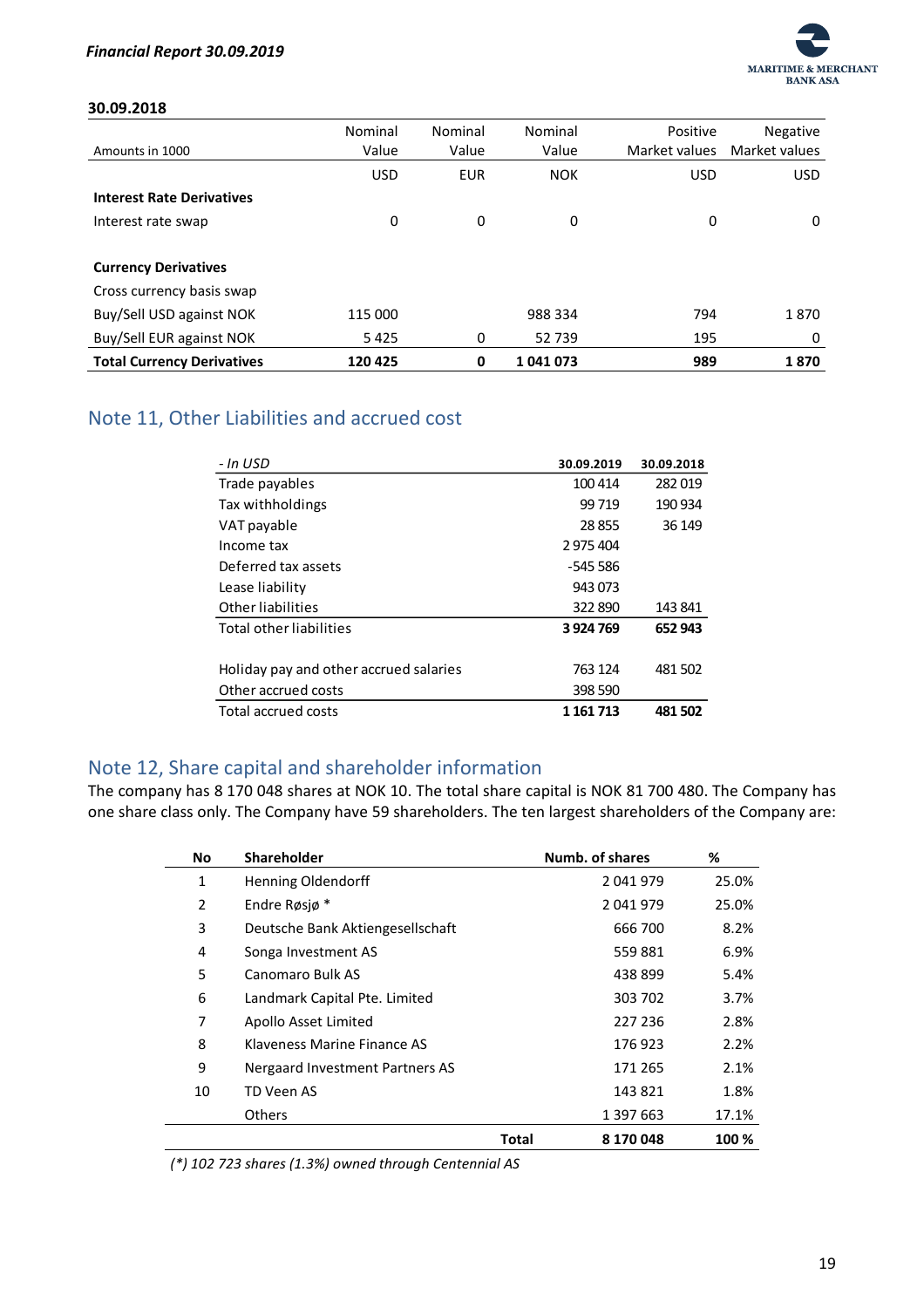**30.09.2018**

| Amounts in 1000 | Nominal Value | Nominal Value | Nominal Value | Positive Market values | Negative Market values |
|---|---|---|---|---|---|
| | USD | EUR | NOK | USD | USD |
| **Interest Rate Derivatives** | | | | | |
| Interest rate swap | 0 | 0 | 0 | 0 | 0 |
| | | | | | |
| **Currency Derivatives** | | | | | |
| Cross currency basis swap | | | | | |
| Buy/Sell USD against NOK | 115 000 | | 988 334 | 794 | 1 870 |
| Buy/Sell EUR against NOK | 5 425 | 0 | 52 739 | 195 | 0 |
| **Total Currency Derivatives** | **120 425** | **0** | **1 041 073** | **989** | **1 870** |

## Note 11, Other Liabilities and accrued cost

| *- In USD* | **30.09.2019** | **30.09.2018** |
|---|---|---|
| Trade payables | 100 414 | 282 019 |
| Tax withholdings | 99 719 | 190 934 |
| VAT payable | 28 855 | 36 149 |
| Income tax | 2 975 404 | |
| Deferred tax assets | -545 586 | |
| Lease liability | 943 073 | |
| Other liabilities | 322 890 | 143 841 |
| Total other liabilities | **3 924 769** | **652 943** |
| | | |
| Holiday pay and other accrued salaries | 763 124 | 481 502 |
| Other accrued costs | 398 590 | |
| Total accrued costs | **1 161 713** | **481 502** |

## Note 12, Share capital and shareholder information

The company has 8 170 048 shares at NOK 10. The total share capital is NOK 81 700 480. The Company has one share class only. The Company have 59 shareholders. The ten largest shareholders of the Company are:

| No | Shareholder | | Numb. of shares | % |
|---|---|---|---|---|
| 1 | Henning Oldendorff | | 2 041 979 | 25.0% |
| 2 | Endre Røsjø * | | 2 041 979 | 25.0% |
| 3 | Deutsche Bank Aktiengesellschaft | | 666 700 | 8.2% |
| 4 | Songa Investment AS | | 559 881 | 6.9% |
| 5 | Canomaro Bulk AS | | 438 899 | 5.4% |
| 6 | Landmark Capital Pte. Limited | | 303 702 | 3.7% |
| 7 | Apollo Asset Limited | | 227 236 | 2.8% |
| 8 | Klaveness Marine Finance AS | | 176 923 | 2.2% |
| 9 | Nergaard Investment Partners AS | | 171 265 | 2.1% |
| 10 | TD Veen AS | | 143 821 | 1.8% |
| | Others | | 1 397 663 | 17.1% |
| | | **Total** | **8 170 048** | **100 %** |

*(\*) 102 723 shares (1.3%) owned through Centennial AS*